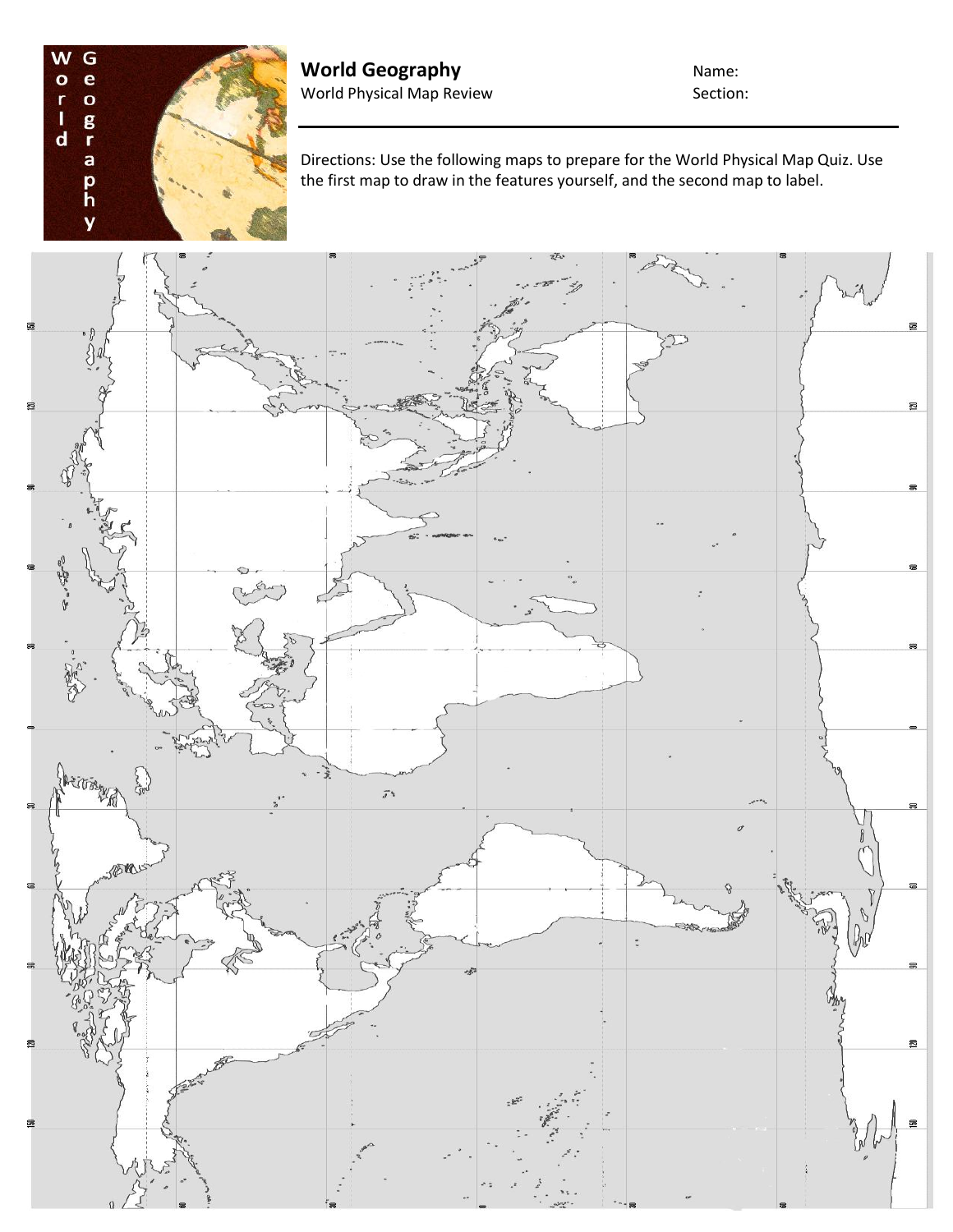# World Geography

World Physical Map Review

Name:

Section:

Directions: Use the following maps to prepare for the World Physical Map Quiz. Use the first map to draw in the features yourself, and the second map to label.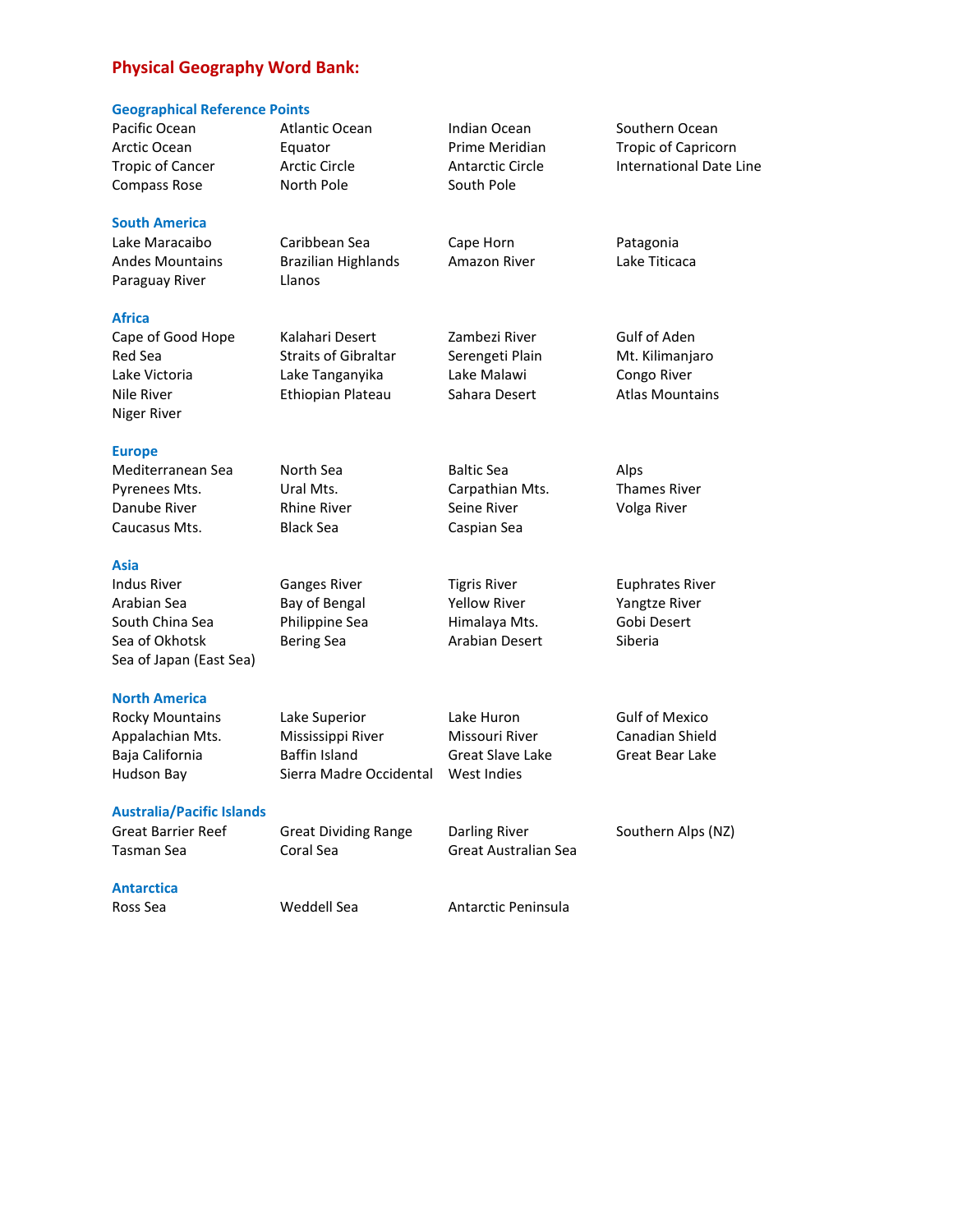# Physical Geography Word Bank:

## Geographical Reference Points

Pacific Ocean, Atlantic Ocean, Indian Ocean, Southern Ocean, Arctic Ocean, Equator, Prime Meridian, Tropic of Capricorn, Tropic of Cancer, Arctic Circle, Antarctic Circle, International Date Line, Compass Rose, North Pole, South Pole

| | | | |
|---|---|---|---|
| Pacific Ocean | Atlantic Ocean | Indian Ocean | Southern Ocean |
| Arctic Ocean | Equator | Prime Meridian | Tropic of Capricorn |
| Tropic of Cancer | Arctic Circle | Antarctic Circle | International Date Line |
| Compass Rose | North Pole | South Pole | |

## South America

| | | | |
|---|---|---|---|
| Lake Maracaibo | Caribbean Sea | Cape Horn | Patagonia |
| Andes Mountains | Brazilian Highlands | Amazon River | Lake Titicaca |
| Paraguay River | Llanos | | |

## Africa

| | | | |
|---|---|---|---|
| Cape of Good Hope | Kalahari Desert | Zambezi River | Gulf of Aden |
| Red Sea | Straits of Gibraltar | Serengeti Plain | Mt. Kilimanjaro |
| Lake Victoria | Lake Tanganyika | Lake Malawi | Congo River |
| Nile River | Ethiopian Plateau | Sahara Desert | Atlas Mountains |
| Niger River | | | |

## Europe

| | | | |
|---|---|---|---|
| Mediterranean Sea | North Sea | Baltic Sea | Alps |
| Pyrenees Mts. | Ural Mts. | Carpathian Mts. | Thames River |
| Danube River | Rhine River | Seine River | Volga River |
| Caucasus Mts. | Black Sea | Caspian Sea | |

## Asia

| | | | |
|---|---|---|---|
| Indus River | Ganges River | Tigris River | Euphrates River |
| Arabian Sea | Bay of Bengal | Yellow River | Yangtze River |
| South China Sea | Philippine Sea | Himalaya Mts. | Gobi Desert |
| Sea of Okhotsk | Bering Sea | Arabian Desert | Siberia |
| Sea of Japan (East Sea) | | | |

## North America

| | | | |
|---|---|---|---|
| Rocky Mountains | Lake Superior | Lake Huron | Gulf of Mexico |
| Appalachian Mts. | Mississippi River | Missouri River | Canadian Shield |
| Baja California | Baffin Island | Great Slave Lake | Great Bear Lake |
| Hudson Bay | Sierra Madre Occidental | West Indies | |

## Australia/Pacific Islands

| | | | |
|---|---|---|---|
| Great Barrier Reef | Great Dividing Range | Darling River | Southern Alps (NZ) |
| Tasman Sea | Coral Sea | Great Australian Sea | |

## Antarctica

| | | |
|---|---|---|
| Ross Sea | Weddell Sea | Antarctic Peninsula |

# Physical Geography Word Bank:

## Geographical Reference Points

| | | | |
|---|---|---|---|
| Pacific Ocean | Atlantic Ocean | Indian Ocean | Southern Ocean |
| Arctic Ocean | Equator | Prime Meridian | Tropic of Capricorn |
| Tropic of Cancer | Arctic Circle | Antarctic Circle | International Date Line |
| Compass Rose | North Pole | South Pole | |

## South America

| | | | |
|---|---|---|---|
| Lake Maracaibo | Caribbean Sea | Cape Horn | Patagonia |
| Andes Mountains | Brazilian Highlands | Amazon River | Lake Titicaca |
| Paraguay River | Llanos | | |

## Africa

| | | | |
|---|---|---|---|
| Cape of Good Hope | Kalahari Desert | Zambezi River | Gulf of Aden |
| Red Sea | Straits of Gibraltar | Serengeti Plain | Mt. Kilimanjaro |
| Lake Victoria | Lake Tanganyika | Lake Malawi | Congo River |
| Nile River | Ethiopian Plateau | Sahara Desert | Atlas Mountains |
| Niger River | | | |

## Europe

| | | | |
|---|---|---|---|
| Mediterranean Sea | North Sea | Baltic Sea | Alps |
| Pyrenees Mts. | Ural Mts. | Carpathian Mts. | Thames River |
| Danube River | Rhine River | Seine River | Volga River |
| Caucasus Mts. | Black Sea | Caspian Sea | |

## Asia

| | | | |
|---|---|---|---|
| Indus River | Ganges River | Tigris River | Euphrates River |
| Arabian Sea | Bay of Bengal | Yellow River | Yangtze River |
| South China Sea | Philippine Sea | Himalaya Mts. | Gobi Desert |
| Sea of Okhotsk | Bering Sea | Arabian Desert | Siberia |
| Sea of Japan (East Sea) | | | |

## North America

| | | | |
|---|---|---|---|
| Rocky Mountains | Lake Superior | Lake Huron | Gulf of Mexico |
| Appalachian Mts. | Mississippi River | Missouri River | Canadian Shield |
| Baja California | Baffin Island | Great Slave Lake | Great Bear Lake |
| Hudson Bay | Sierra Madre Occidental | West Indies | |

## Australia/Pacific Islands

| | | | |
|---|---|---|---|
| Great Barrier Reef | Great Dividing Range | Darling River | Southern Alps (NZ) |
| Tasman Sea | Coral Sea | Great Australian Sea | |

## Antarctica

| | | |
|---|---|---|
| Ross Sea | Weddell Sea | Antarctic Peninsula |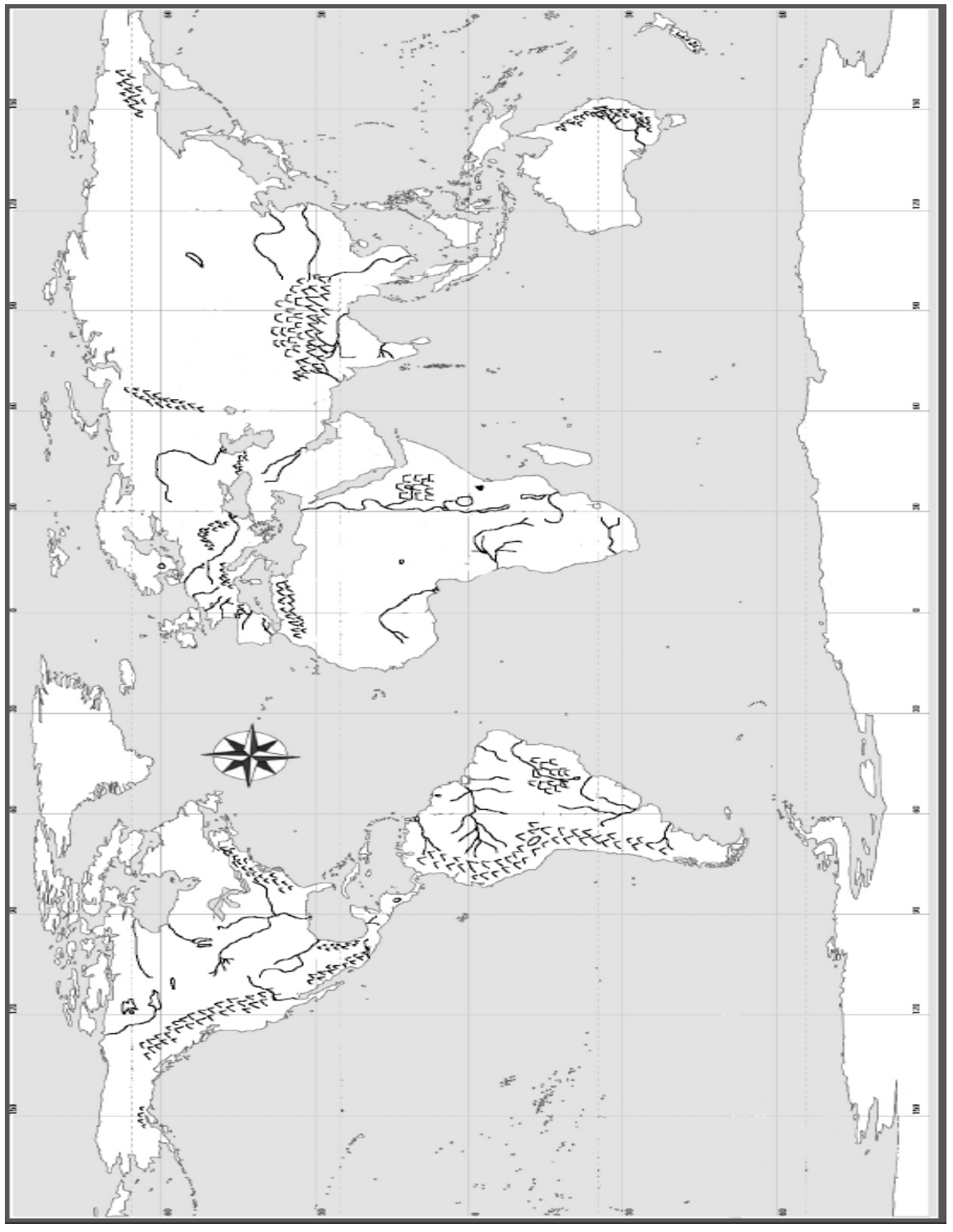150
120
90
60
30
0
30
60
90
120
150

60
30
0
30
60